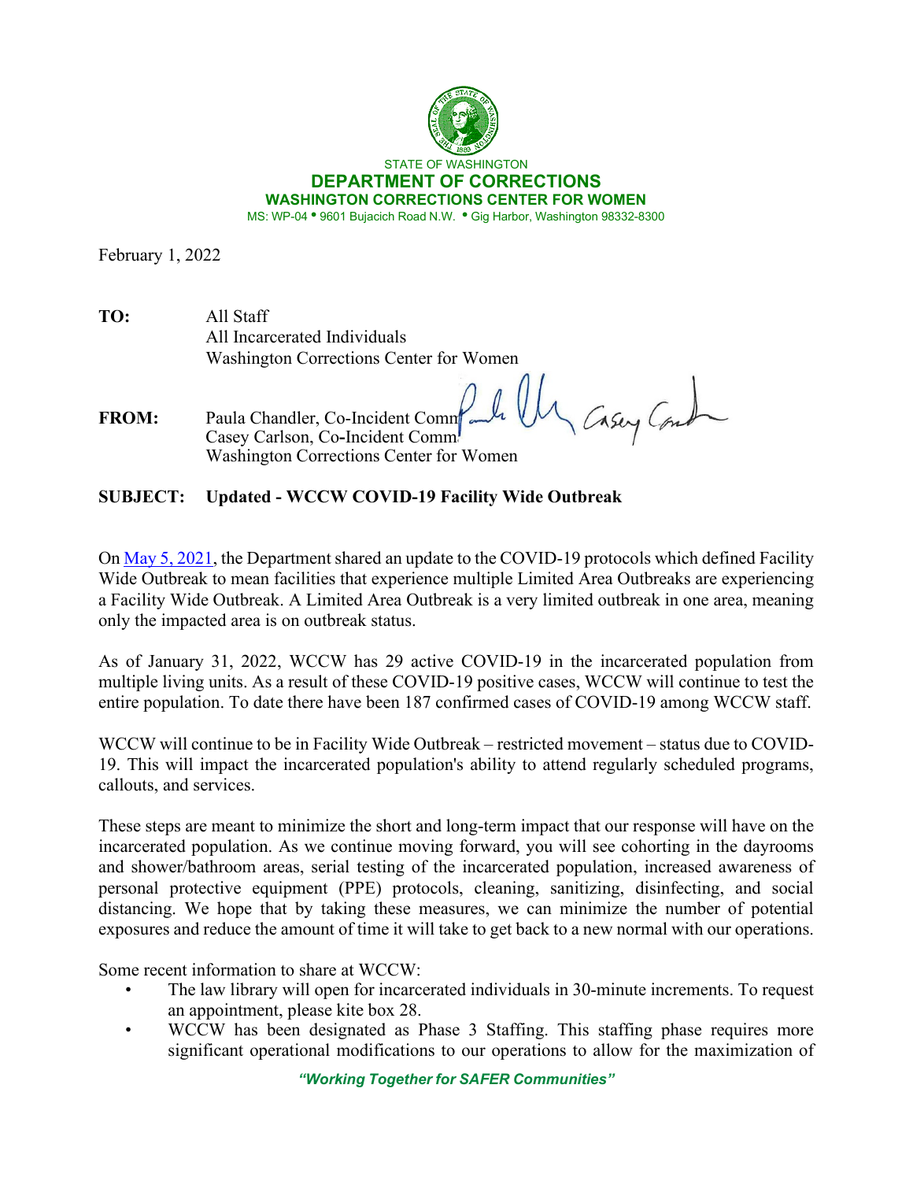STATE OF WASHINGTON

**DEPARTMENT OF CORRECTIONS**

**WASHINGTON CORRECTIONS CENTER FOR WOMEN**

MS: WP-04 • 9601 Bujacich Road N.W. • Gig Harbor, Washington 98332-8300

February 1, 2022

**TO:** All Staff
All Incarcerated Individuals
Washington Corrections Center for Women

**FROM:** Paula Chandler, Co-Incident Commander
Casey Carlson, Co-Incident Commander
Washington Corrections Center for Women

**SUBJECT: Updated - WCCW COVID-19 Facility Wide Outbreak**

On May 5, 2021, the Department shared an update to the COVID-19 protocols which defined Facility Wide Outbreak to mean facilities that experience multiple Limited Area Outbreaks are experiencing a Facility Wide Outbreak. A Limited Area Outbreak is a very limited outbreak in one area, meaning only the impacted area is on outbreak status.

As of January 31, 2022, WCCW has 29 active COVID-19 in the incarcerated population from multiple living units. As a result of these COVID-19 positive cases, WCCW will continue to test the entire population. To date there have been 187 confirmed cases of COVID-19 among WCCW staff.

WCCW will continue to be in Facility Wide Outbreak – restricted movement – status due to COVID-19. This will impact the incarcerated population's ability to attend regularly scheduled programs, callouts, and services.

These steps are meant to minimize the short and long-term impact that our response will have on the incarcerated population. As we continue moving forward, you will see cohorting in the dayrooms and shower/bathroom areas, serial testing of the incarcerated population, increased awareness of personal protective equipment (PPE) protocols, cleaning, sanitizing, disinfecting, and social distancing. We hope that by taking these measures, we can minimize the number of potential exposures and reduce the amount of time it will take to get back to a new normal with our operations.

Some recent information to share at WCCW:

- The law library will open for incarcerated individuals in 30-minute increments. To request an appointment, please kite box 28.
- WCCW has been designated as Phase 3 Staffing. This staffing phase requires more significant operational modifications to our operations to allow for the maximization of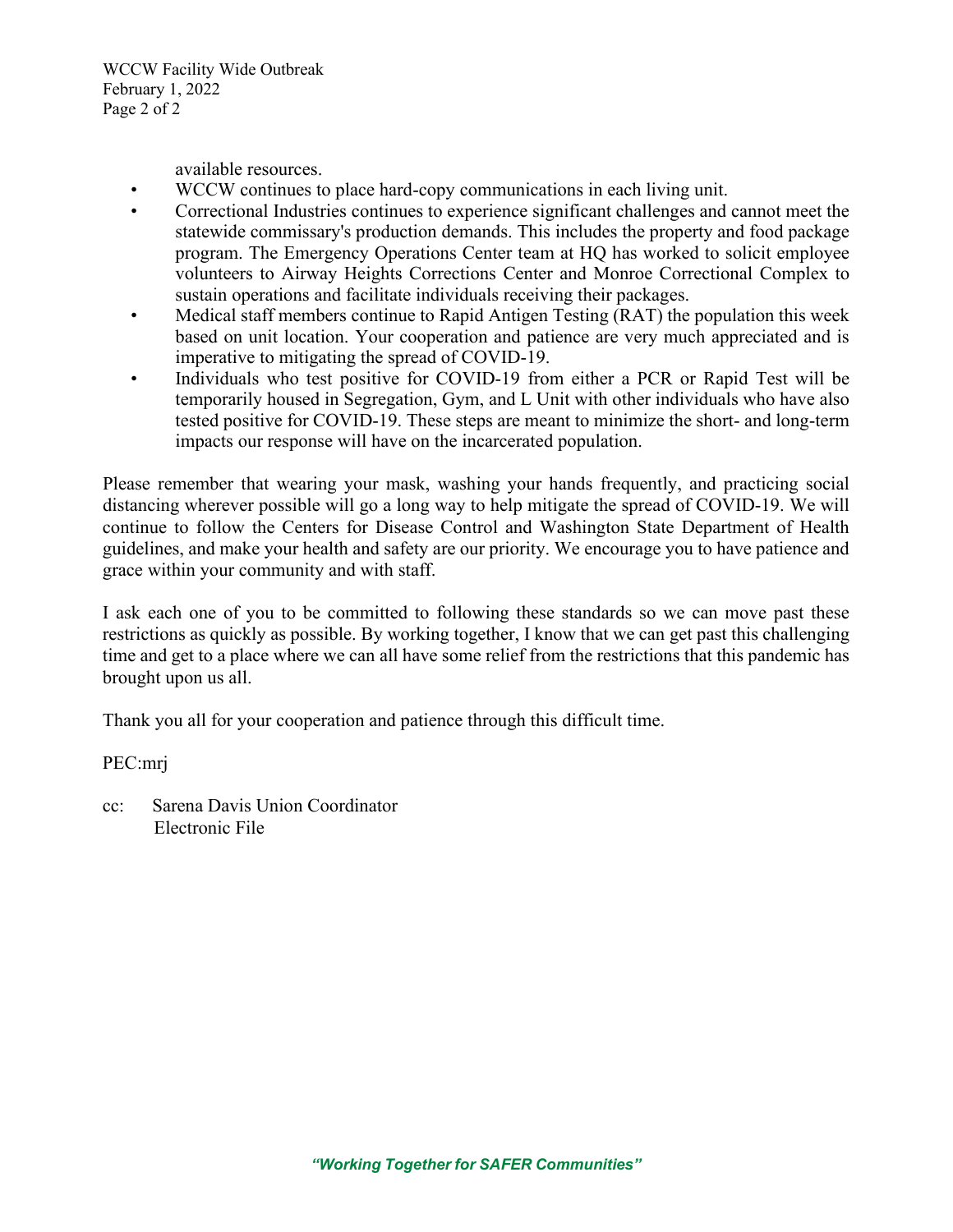available resources.

- WCCW continues to place hard-copy communications in each living unit.
- Correctional Industries continues to experience significant challenges and cannot meet the statewide commissary's production demands. This includes the property and food package program. The Emergency Operations Center team at HQ has worked to solicit employee volunteers to Airway Heights Corrections Center and Monroe Correctional Complex to sustain operations and facilitate individuals receiving their packages.
- Medical staff members continue to Rapid Antigen Testing (RAT) the population this week based on unit location. Your cooperation and patience are very much appreciated and is imperative to mitigating the spread of COVID-19.
- Individuals who test positive for COVID-19 from either a PCR or Rapid Test will be temporarily housed in Segregation, Gym, and L Unit with other individuals who have also tested positive for COVID-19. These steps are meant to minimize the short- and long-term impacts our response will have on the incarcerated population.

Please remember that wearing your mask, washing your hands frequently, and practicing social distancing wherever possible will go a long way to help mitigate the spread of COVID-19. We will continue to follow the Centers for Disease Control and Washington State Department of Health guidelines, and make your health and safety are our priority. We encourage you to have patience and grace within your community and with staff.

I ask each one of you to be committed to following these standards so we can move past these restrictions as quickly as possible. By working together, I know that we can get past this challenging time and get to a place where we can all have some relief from the restrictions that this pandemic has brought upon us all.

Thank you all for your cooperation and patience through this difficult time.

PEC:mrj

cc: Sarena Davis Union Coordinator
Electronic File

*"Working Together for SAFER Communities"*